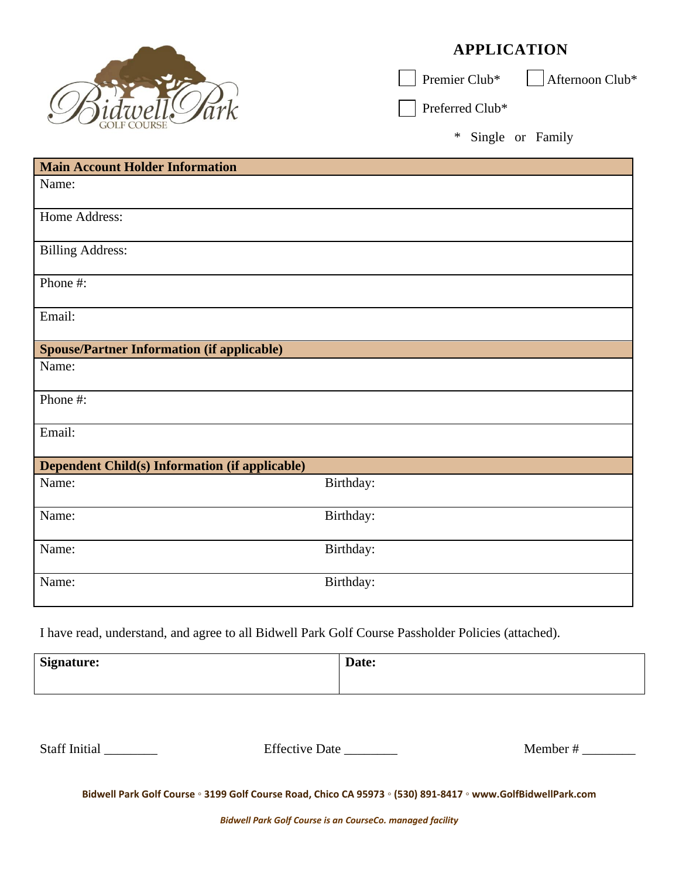Bidwell Park GOLF COURSE

# APPLICATION

☐ Premier Club* ☐ Afternoon Club*

☐ Preferred Club*

\* Single or Family

| **Main Account Holder Information** |
|---|
| Name: |
| Home Address: |
| Billing Address: |
| Phone #: |
| Email: |

| **Spouse/Partner Information (if applicable)** |
|---|
| Name: |
| Phone #: |
| Email: |

| **Dependent Child(s) Information (if applicable)** | |
|---|---|
| Name: | Birthday: |
| Name: | Birthday: |
| Name: | Birthday: |
| Name: | Birthday: |

I have read, understand, and agree to all Bidwell Park Golf Course Passholder Policies (attached).

| **Signature:** | **Date:** |
|---|---|
| | |

Staff Initial ________ Effective Date ________ Member # ________

**Bidwell Park Golf Course ◦ 3199 Golf Course Road, Chico CA 95973 ◦ (530) 891-8417 ◦ www.GolfBidwellPark.com**

***Bidwell Park Golf Course is an CourseCo. managed facility***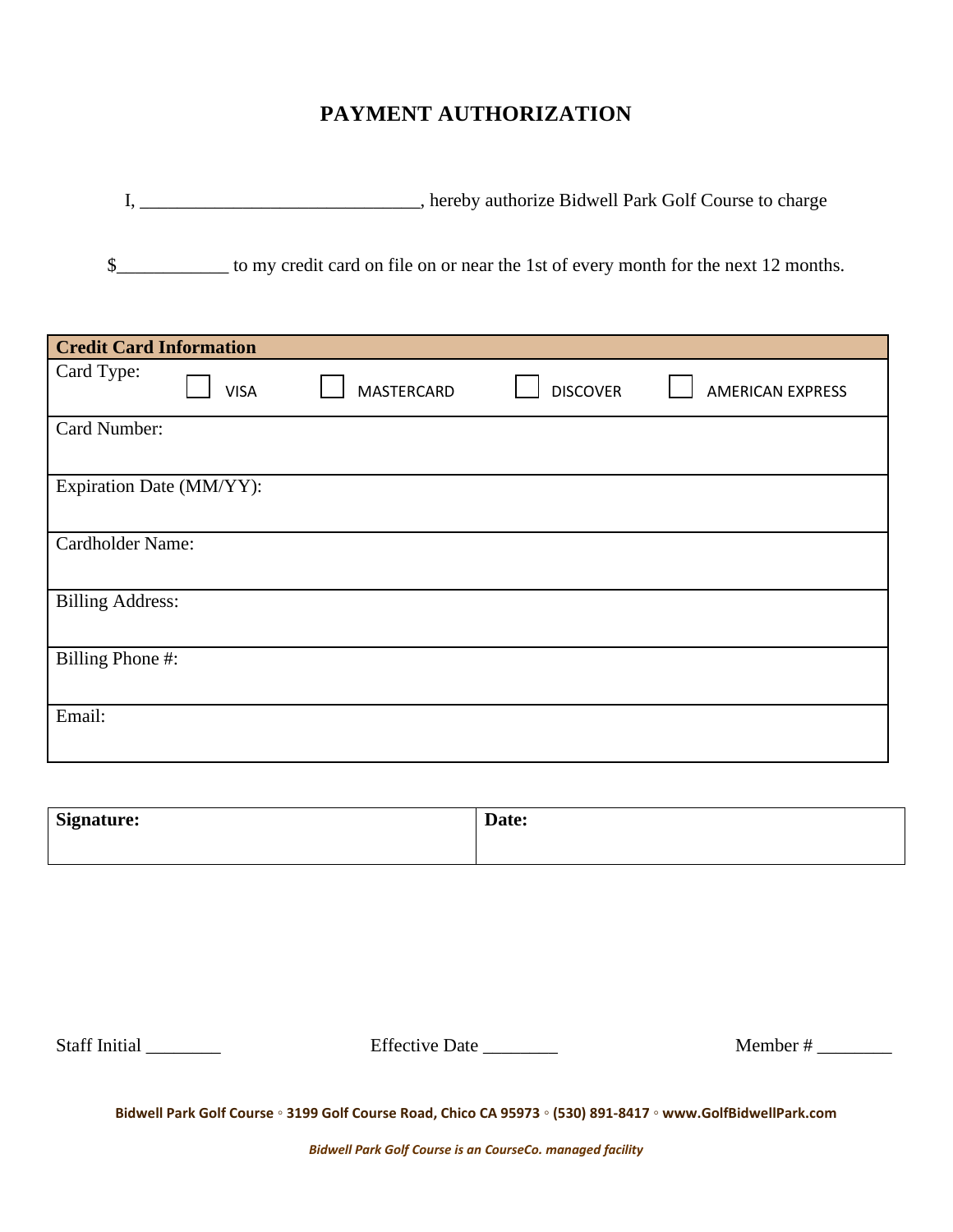# PAYMENT AUTHORIZATION

I, ______________________________, hereby authorize Bidwell Park Golf Course to charge

$____________ to my credit card on file on or near the 1st of every month for the next 12 months.

| **Credit Card Information** |
| --- |
| Card Type: ☐ VISA ☐ MASTERCARD ☐ DISCOVER ☐ AMERICAN EXPRESS |
| Card Number: |
| Expiration Date (MM/YY): |
| Cardholder Name: |
| Billing Address: |
| Billing Phone #: |
| Email: |

| **Signature:** | **Date:** |
| --- | --- |
| | |

Staff Initial ________ Effective Date ________ Member # ________

**Bidwell Park Golf Course ◦ 3199 Golf Course Road, Chico CA 95973 ◦ (530) 891-8417 ◦ www.GolfBidwellPark.com**

***Bidwell Park Golf Course is an CourseCo. managed facility***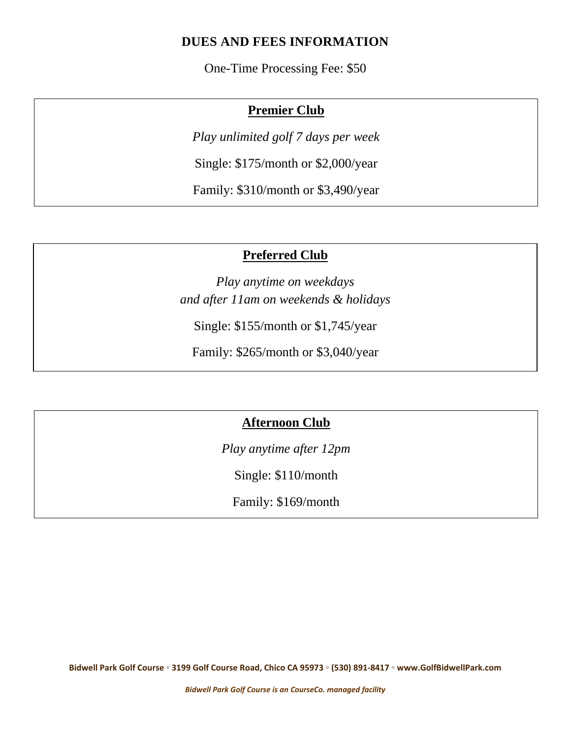# DUES AND FEES INFORMATION

One-Time Processing Fee: $50

## Premier Club

*Play unlimited golf 7 days per week*

Single: $175/month or $2,000/year

Family: $310/month or $3,490/year

## Preferred Club

*Play anytime on weekdays*
*and after 11am on weekends & holidays*

Single: $155/month or $1,745/year

Family: $265/month or $3,040/year

## Afternoon Club

*Play anytime after 12pm*

Single: $110/month

Family: $169/month

**Bidwell Park Golf Course ◦ 3199 Golf Course Road, Chico CA 95973 ◦ (530) 891-8417 ◦ www.GolfBidwellPark.com**

***Bidwell Park Golf Course is an CourseCo. managed facility***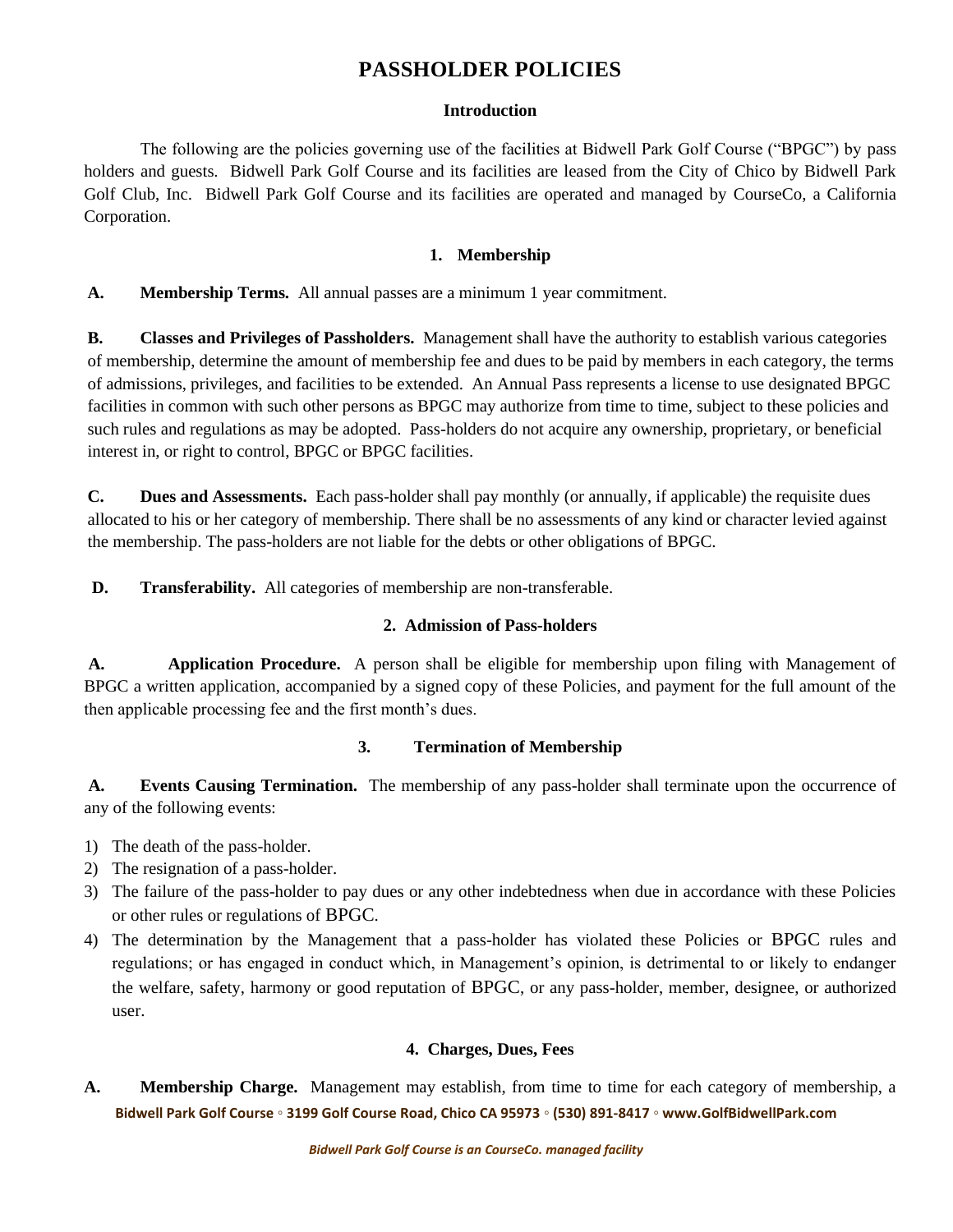# PASSHOLDER POLICIES

## Introduction

The following are the policies governing use of the facilities at Bidwell Park Golf Course ("BPGC") by pass holders and guests. Bidwell Park Golf Course and its facilities are leased from the City of Chico by Bidwell Park Golf Club, Inc. Bidwell Park Golf Course and its facilities are operated and managed by CourseCo, a California Corporation.

## 1. Membership

**A. Membership Terms.** All annual passes are a minimum 1 year commitment.

**B. Classes and Privileges of Passholders.** Management shall have the authority to establish various categories of membership, determine the amount of membership fee and dues to be paid by members in each category, the terms of admissions, privileges, and facilities to be extended. An Annual Pass represents a license to use designated BPGC facilities in common with such other persons as BPGC may authorize from time to time, subject to these policies and such rules and regulations as may be adopted. Pass-holders do not acquire any ownership, proprietary, or beneficial interest in, or right to control, BPGC or BPGC facilities.

**C. Dues and Assessments.** Each pass-holder shall pay monthly (or annually, if applicable) the requisite dues allocated to his or her category of membership. There shall be no assessments of any kind or character levied against the membership. The pass-holders are not liable for the debts or other obligations of BPGC.

**D. Transferability.** All categories of membership are non-transferable.

## 2. Admission of Pass-holders

**A. Application Procedure.** A person shall be eligible for membership upon filing with Management of BPGC a written application, accompanied by a signed copy of these Policies, and payment for the full amount of the then applicable processing fee and the first month's dues.

## 3. Termination of Membership

**A. Events Causing Termination.** The membership of any pass-holder shall terminate upon the occurrence of any of the following events:

1) The death of the pass-holder.
2) The resignation of a pass-holder.
3) The failure of the pass-holder to pay dues or any other indebtedness when due in accordance with these Policies or other rules or regulations of BPGC.
4) The determination by the Management that a pass-holder has violated these Policies or BPGC rules and regulations; or has engaged in conduct which, in Management's opinion, is detrimental to or likely to endanger the welfare, safety, harmony or good reputation of BPGC, or any pass-holder, member, designee, or authorized user.

## 4. Charges, Dues, Fees

**A. Membership Charge.** Management may establish, from time to time for each category of membership, a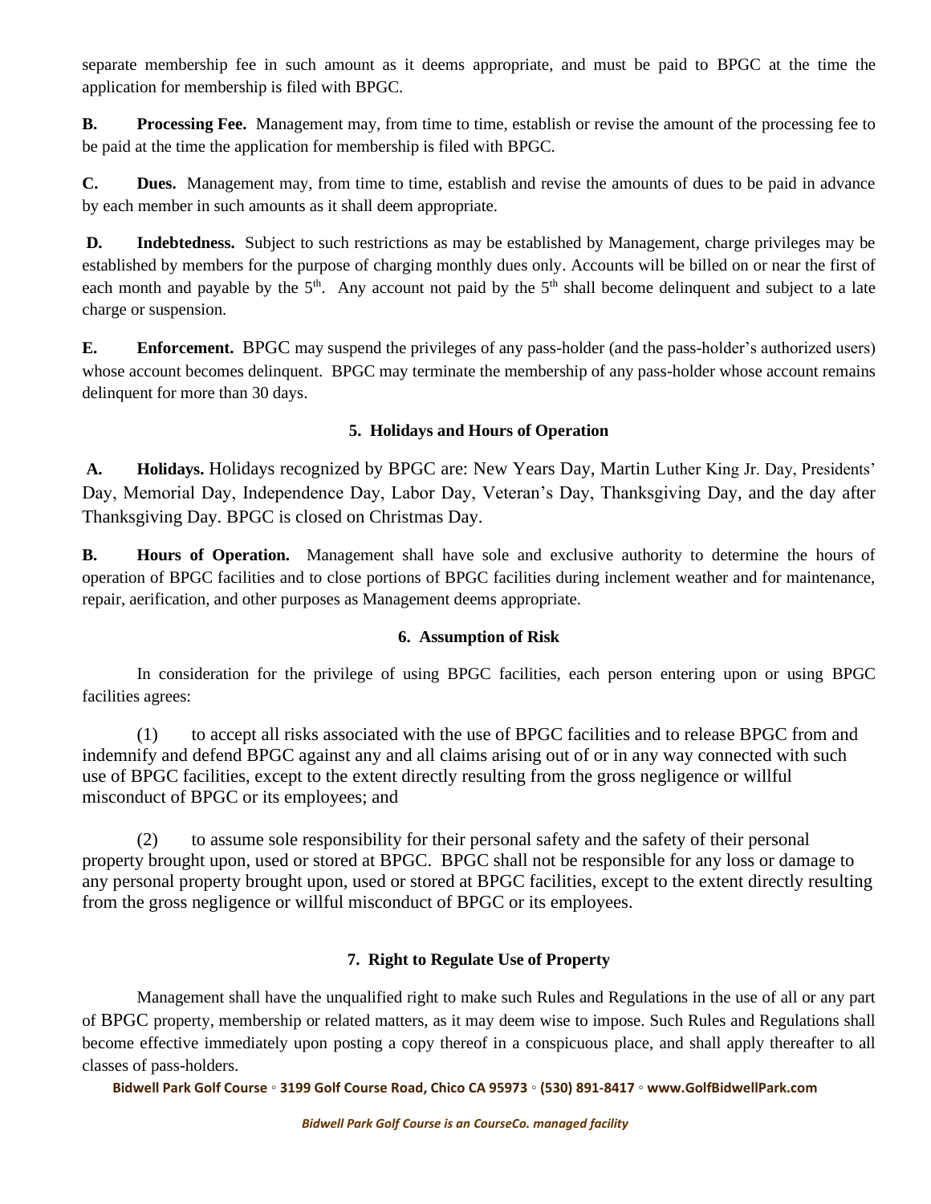separate membership fee in such amount as it deems appropriate, and must be paid to BPGC at the time the application for membership is filed with BPGC.

**B. Processing Fee.** Management may, from time to time, establish or revise the amount of the processing fee to be paid at the time the application for membership is filed with BPGC.

**C. Dues.** Management may, from time to time, establish and revise the amounts of dues to be paid in advance by each member in such amounts as it shall deem appropriate.

**D. Indebtedness.** Subject to such restrictions as may be established by Management, charge privileges may be established by members for the purpose of charging monthly dues only. Accounts will be billed on or near the first of each month and payable by the 5th. Any account not paid by the 5th shall become delinquent and subject to a late charge or suspension.

**E. Enforcement.** BPGC may suspend the privileges of any pass-holder (and the pass-holder's authorized users) whose account becomes delinquent. BPGC may terminate the membership of any pass-holder whose account remains delinquent for more than 30 days.

## 5. Holidays and Hours of Operation

**A. Holidays.** Holidays recognized by BPGC are: New Years Day, Martin Luther King Jr. Day, Presidents' Day, Memorial Day, Independence Day, Labor Day, Veteran's Day, Thanksgiving Day, and the day after Thanksgiving Day. BPGC is closed on Christmas Day.

**B. Hours of Operation.** Management shall have sole and exclusive authority to determine the hours of operation of BPGC facilities and to close portions of BPGC facilities during inclement weather and for maintenance, repair, aerification, and other purposes as Management deems appropriate.

## 6. Assumption of Risk

In consideration for the privilege of using BPGC facilities, each person entering upon or using BPGC facilities agrees:

(1) to accept all risks associated with the use of BPGC facilities and to release BPGC from and indemnify and defend BPGC against any and all claims arising out of or in any way connected with such use of BPGC facilities, except to the extent directly resulting from the gross negligence or willful misconduct of BPGC or its employees; and

(2) to assume sole responsibility for their personal safety and the safety of their personal property brought upon, used or stored at BPGC. BPGC shall not be responsible for any loss or damage to any personal property brought upon, used or stored at BPGC facilities, except to the extent directly resulting from the gross negligence or willful misconduct of BPGC or its employees.

## 7. Right to Regulate Use of Property

Management shall have the unqualified right to make such Rules and Regulations in the use of all or any part of BPGC property, membership or related matters, as it may deem wise to impose. Such Rules and Regulations shall become effective immediately upon posting a copy thereof in a conspicuous place, and shall apply thereafter to all classes of pass-holders.